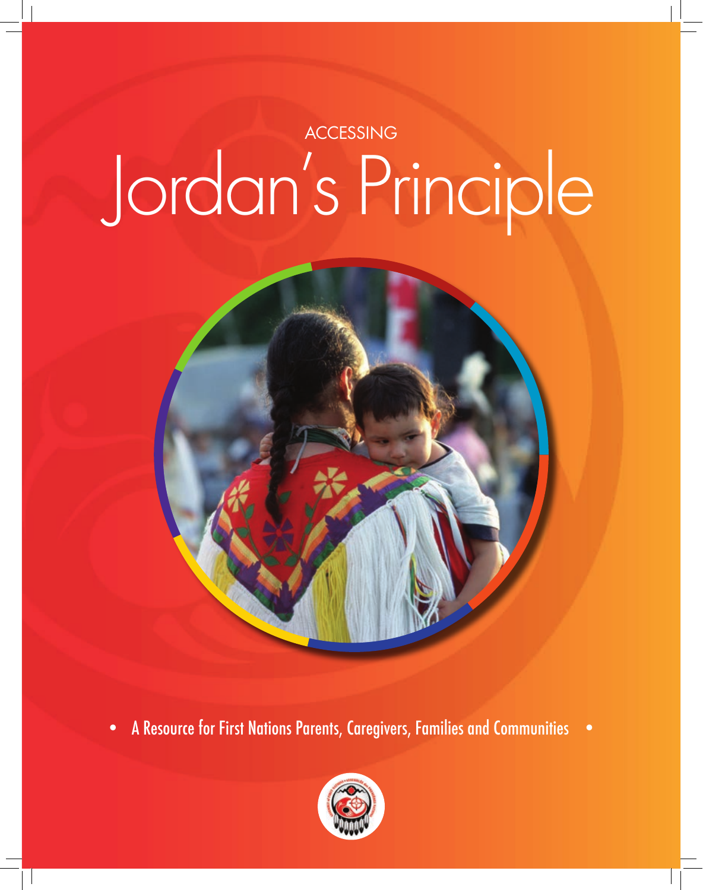ACCESSING

# Jordan's Principle

• A Resource for First Nations Parents, Caregivers, Families and Communities •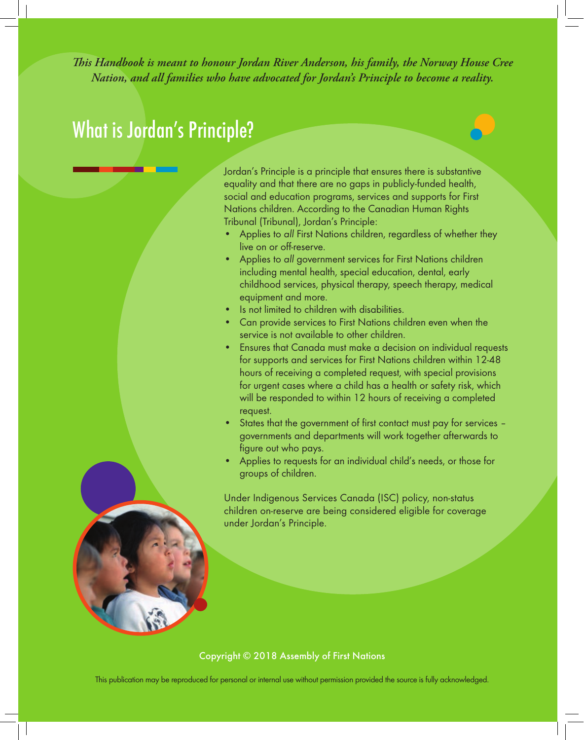*This Handbook is meant to honour Jordan River Anderson, his family, the Norway House Cree Nation, and all families who have advocated for Jordan's Principle to become a reality.*

# What is Jordan's Principle?

Jordan's Principle is a principle that ensures there is substantive equality and that there are no gaps in publicly-funded health, social and education programs, services and supports for First Nations children. According to the Canadian Human Rights Tribunal (Tribunal), Jordan's Principle:

- Applies to *all* First Nations children, regardless of whether they live on or off-reserve.
- Applies to *all* government services for First Nations children including mental health, special education, dental, early childhood services, physical therapy, speech therapy, medical equipment and more.
- Is not limited to children with disabilities.
- Can provide services to First Nations children even when the service is not available to other children.
- Ensures that Canada must make a decision on individual requests for supports and services for First Nations children within 12-48 hours of receiving a completed request, with special provisions for urgent cases where a child has a health or safety risk, which will be responded to within 12 hours of receiving a completed request.
- States that the government of first contact must pay for services – governments and departments will work together afterwards to figure out who pays.
- Applies to requests for an individual child's needs, or those for groups of children.

Under Indigenous Services Canada (ISC) policy, non-status children on-reserve are being considered eligible for coverage under Jordan's Principle.

Copyright © 2018 Assembly of First Nations

This publication may be reproduced for personal or internal use without permission provided the source is fully acknowledged.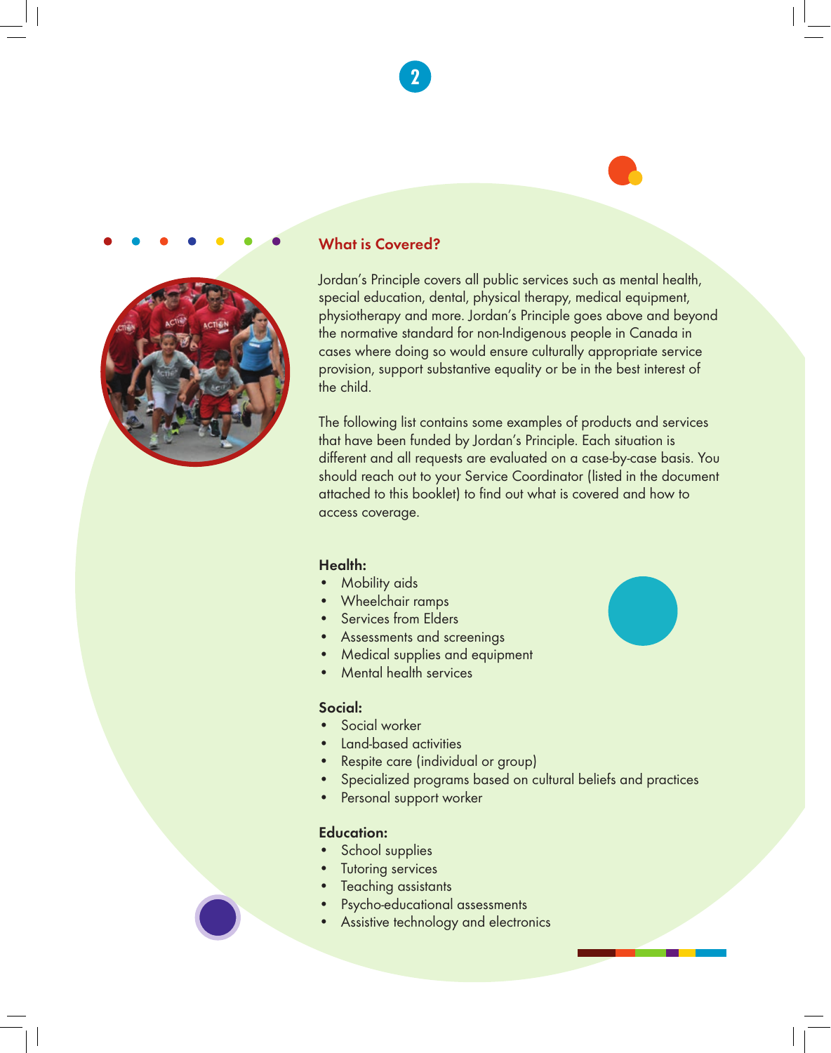## What is Covered?

Jordan's Principle covers all public services such as mental health, special education, dental, physical therapy, medical equipment, physiotherapy and more. Jordan's Principle goes above and beyond the normative standard for non-Indigenous people in Canada in cases where doing so would ensure culturally appropriate service provision, support substantive equality or be in the best interest of the child.

The following list contains some examples of products and services that have been funded by Jordan's Principle. Each situation is different and all requests are evaluated on a case-by-case basis. You should reach out to your Service Coordinator (listed in the document attached to this booklet) to find out what is covered and how to access coverage.

**Health:**

- Mobility aids
- Wheelchair ramps
- Services from Elders
- Assessments and screenings
- Medical supplies and equipment
- Mental health services

**Social:**

- Social worker
- Land-based activities
- Respite care (individual or group)
- Specialized programs based on cultural beliefs and practices
- Personal support worker

**Education:**

- School supplies
- Tutoring services
- Teaching assistants
- Psycho-educational assessments
- Assistive technology and electronics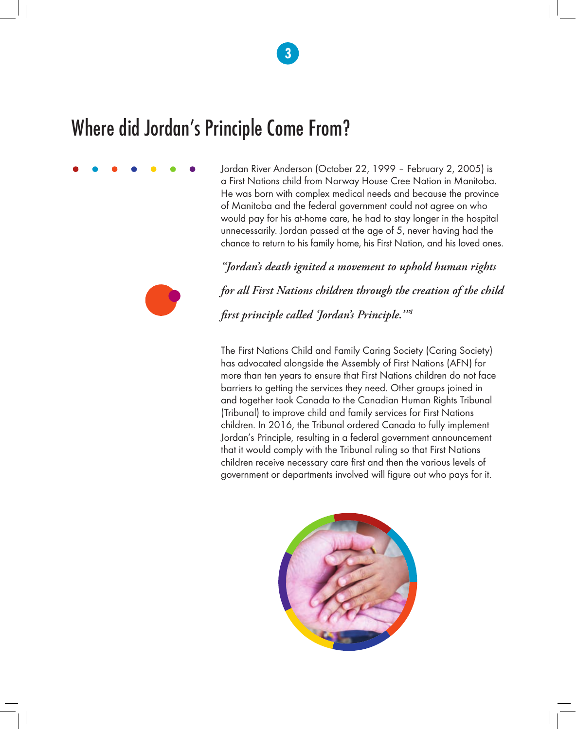# Where did Jordan's Principle Come From?

Jordan River Anderson (October 22, 1999 – February 2, 2005) is a First Nations child from Norway House Cree Nation in Manitoba. He was born with complex medical needs and because the province of Manitoba and the federal government could not agree on who would pay for his at-home care, he had to stay longer in the hospital unnecessarily. Jordan passed at the age of 5, never having had the chance to return to his family home, his First Nation, and his loved ones.

*"Jordan's death ignited a movement to uphold human rights for all First Nations children through the creation of the child first principle called 'Jordan's Principle.'"*[1]

The First Nations Child and Family Caring Society (Caring Society) has advocated alongside the Assembly of First Nations (AFN) for more than ten years to ensure that First Nations children do not face barriers to getting the services they need. Other groups joined in and together took Canada to the Canadian Human Rights Tribunal (Tribunal) to improve child and family services for First Nations children. In 2016, the Tribunal ordered Canada to fully implement Jordan's Principle, resulting in a federal government announcement that it would comply with the Tribunal ruling so that First Nations children receive necessary care first and then the various levels of government or departments involved will figure out who pays for it.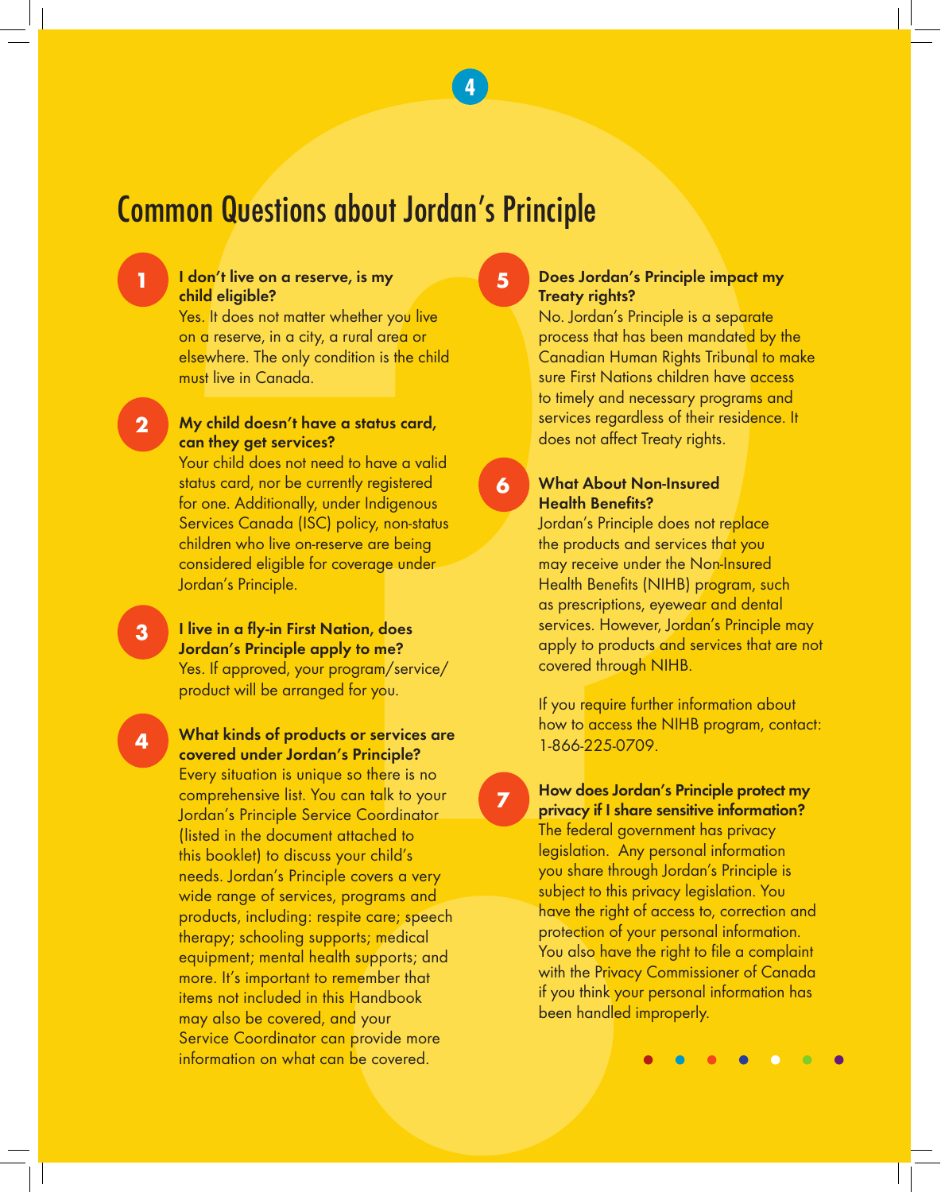# Common Questions about Jordan's Principle

**1. I don't live on a reserve, is my child eligible?**

Yes. It does not matter whether you live on a reserve, in a city, a rural area or elsewhere. The only condition is the child must live in Canada.

**2. My child doesn't have a status card, can they get services?**

Your child does not need to have a valid status card, nor be currently registered for one. Additionally, under Indigenous Services Canada (ISC) policy, non-status children who live on-reserve are being considered eligible for coverage under Jordan's Principle.

**3. I live in a fly-in First Nation, does Jordan's Principle apply to me?**

Yes. If approved, your program/service/product will be arranged for you.

**4. What kinds of products or services are covered under Jordan's Principle?**

Every situation is unique so there is no comprehensive list. You can talk to your Jordan's Principle Service Coordinator (listed in the document attached to this booklet) to discuss your child's needs. Jordan's Principle covers a very wide range of services, programs and products, including: respite care; speech therapy; schooling supports; medical equipment; mental health supports; and more. It's important to remember that items not included in this Handbook may also be covered, and your Service Coordinator can provide more information on what can be covered.

**5. Does Jordan's Principle impact my Treaty rights?**

No. Jordan's Principle is a separate process that has been mandated by the Canadian Human Rights Tribunal to make sure First Nations children have access to timely and necessary programs and services regardless of their residence. It does not affect Treaty rights.

**6. What About Non-Insured Health Benefits?**

Jordan's Principle does not replace the products and services that you may receive under the Non-Insured Health Benefits (NIHB) program, such as prescriptions, eyewear and dental services. However, Jordan's Principle may apply to products and services that are not covered through NIHB.

If you require further information about how to access the NIHB program, contact: 1-866-225-0709.

**7. How does Jordan's Principle protect my privacy if I share sensitive information?**

The federal government has privacy legislation. Any personal information you share through Jordan's Principle is subject to this privacy legislation. You have the right of access to, correction and protection of your personal information. You also have the right to file a complaint with the Privacy Commissioner of Canada if you think your personal information has been handled improperly.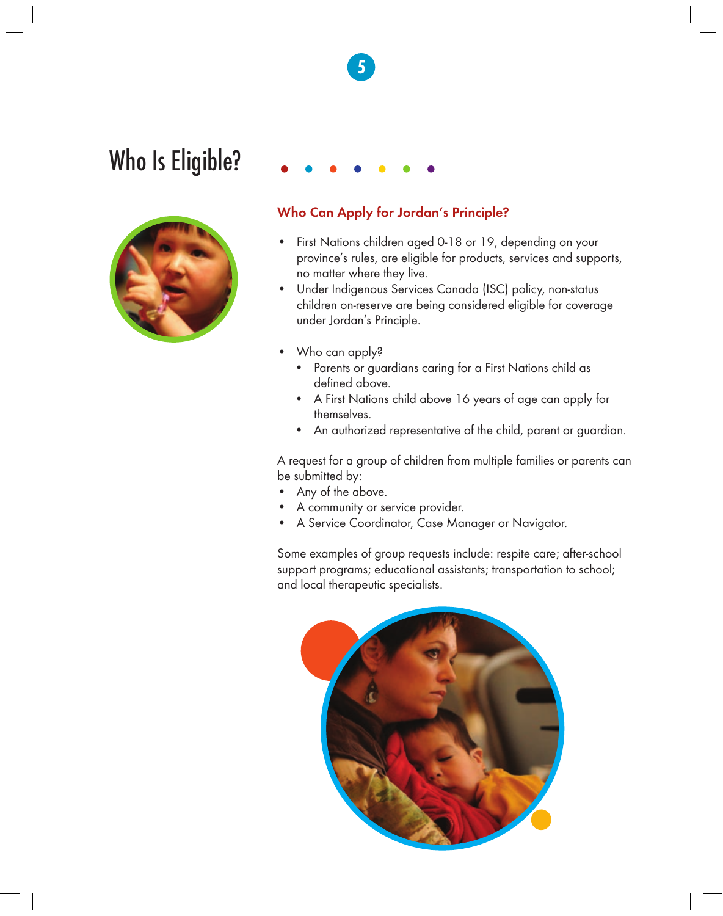# Who Is Eligible?

### Who Can Apply for Jordan's Principle?

- First Nations children aged 0-18 or 19, depending on your province's rules, are eligible for products, services and supports, no matter where they live.
- Under Indigenous Services Canada (ISC) policy, non-status children on-reserve are being considered eligible for coverage under Jordan's Principle.

- Who can apply?
  - Parents or guardians caring for a First Nations child as defined above.
  - A First Nations child above 16 years of age can apply for themselves.
  - An authorized representative of the child, parent or guardian.

A request for a group of children from multiple families or parents can be submitted by:

- Any of the above.
- A community or service provider.
- A Service Coordinator, Case Manager or Navigator.

Some examples of group requests include: respite care; after-school support programs; educational assistants; transportation to school; and local therapeutic specialists.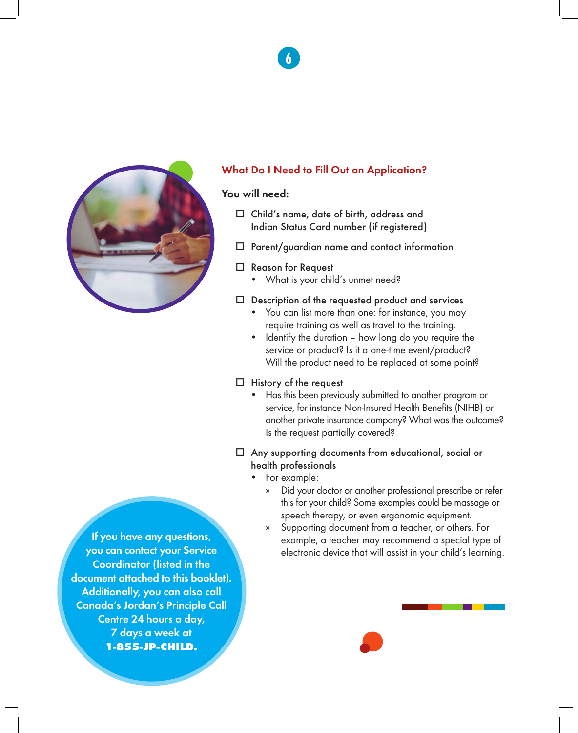## What Do I Need to Fill Out an Application?

You will need:

- ☐ Child's name, date of birth, address and Indian Status Card number (if registered)
- ☐ Parent/guardian name and contact information
- ☐ Reason for Request
  - What is your child's unmet need?
- ☐ Description of the requested product and services
  - You can list more than one: for instance, you may require training as well as travel to the training.
  - Identify the duration – how long do you require the service or product? Is it a one-time event/product? Will the product need to be replaced at some point?
- ☐ History of the request
  - Has this been previously submitted to another program or service, for instance Non-Insured Health Benefits (NIHB) or another private insurance company? What was the outcome? Is the request partially covered?
- ☐ Any supporting documents from educational, social or health professionals
  - For example:
    - » Did your doctor or another professional prescribe or refer this for your child? Some examples could be massage or speech therapy, or even ergonomic equipment.
    - » Supporting document from a teacher, or others. For example, a teacher may recommend a special type of electronic device that will assist in your child's learning.

If you have any questions, you can contact your Service Coordinator (listed in the document attached to this booklet). Additionally, you can also call Canada's Jordan's Principle Call Centre 24 hours a day, 7 days a week at **1-855-JP-CHILD.**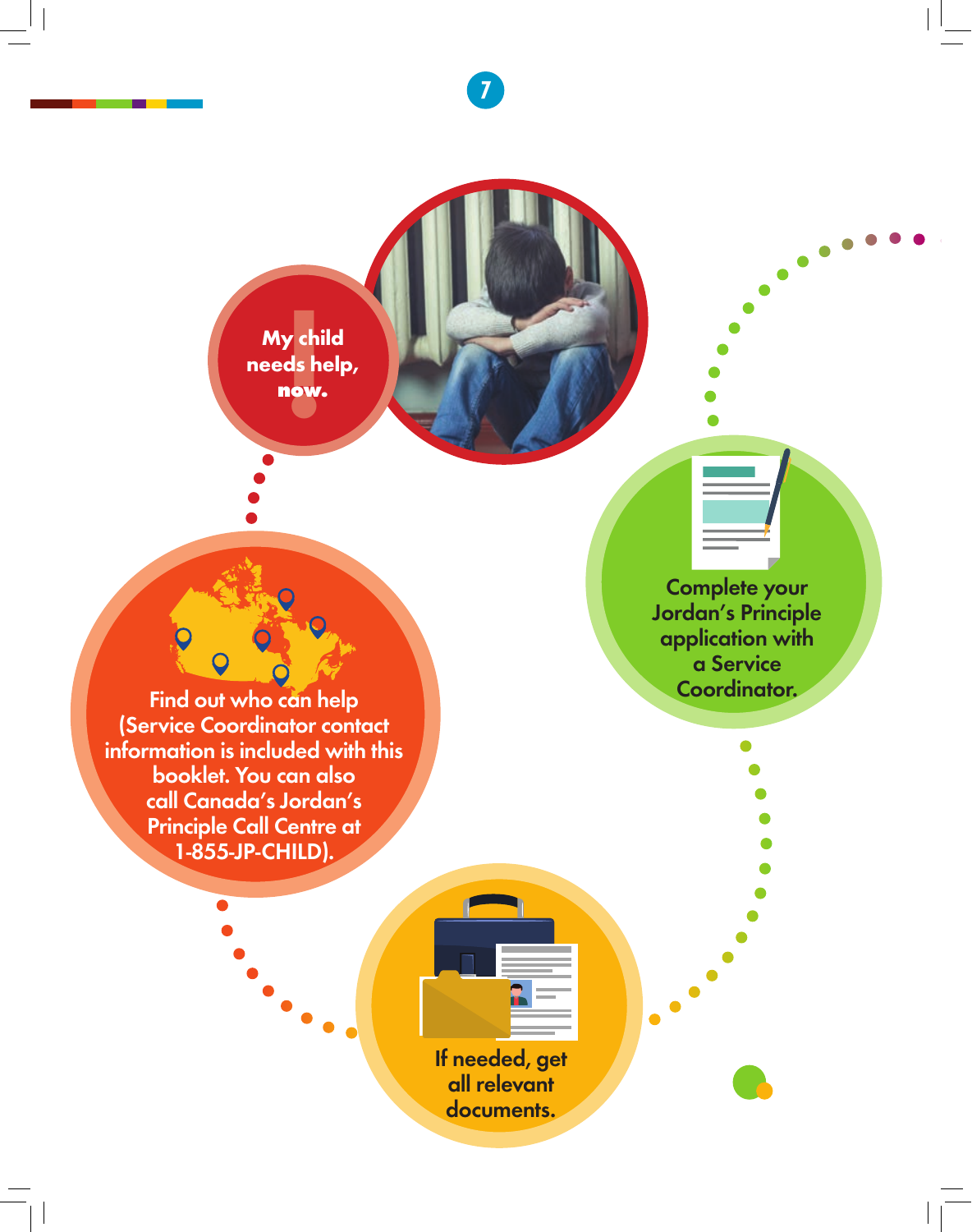My child needs help, now.

Find out who can help (Service Coordinator contact information is included with this booklet. You can also call Canada's Jordan's Principle Call Centre at 1-855-JP-CHILD).

If needed, get all relevant documents.

Complete your Jordan's Principle application with a Service Coordinator.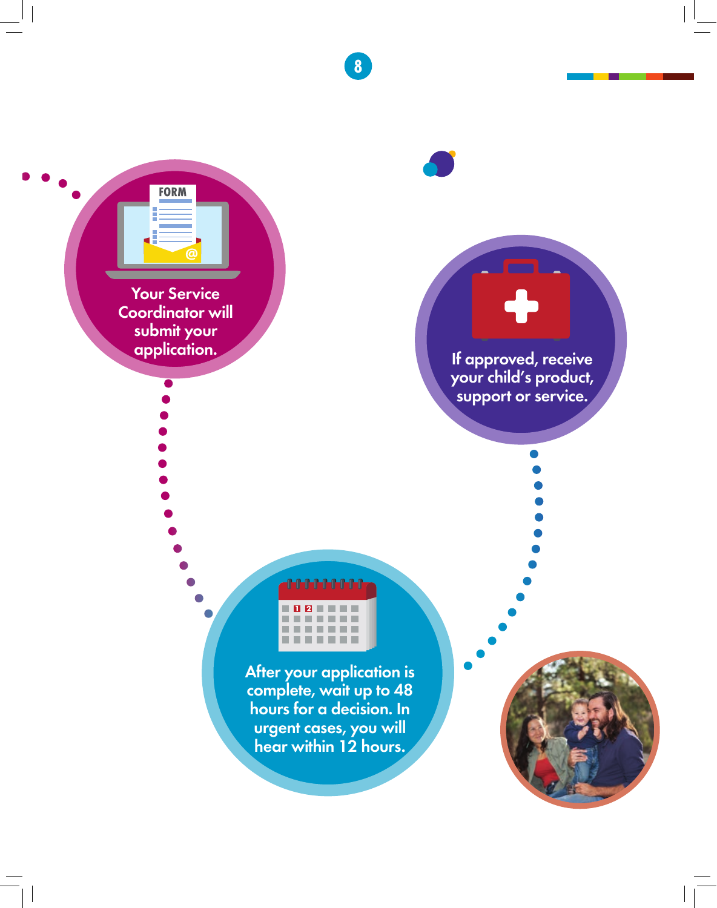Your Service Coordinator will submit your application.

After your application is complete, wait up to 48 hours for a decision. In urgent cases, you will hear within 12 hours.

If approved, receive your child's product, support or service.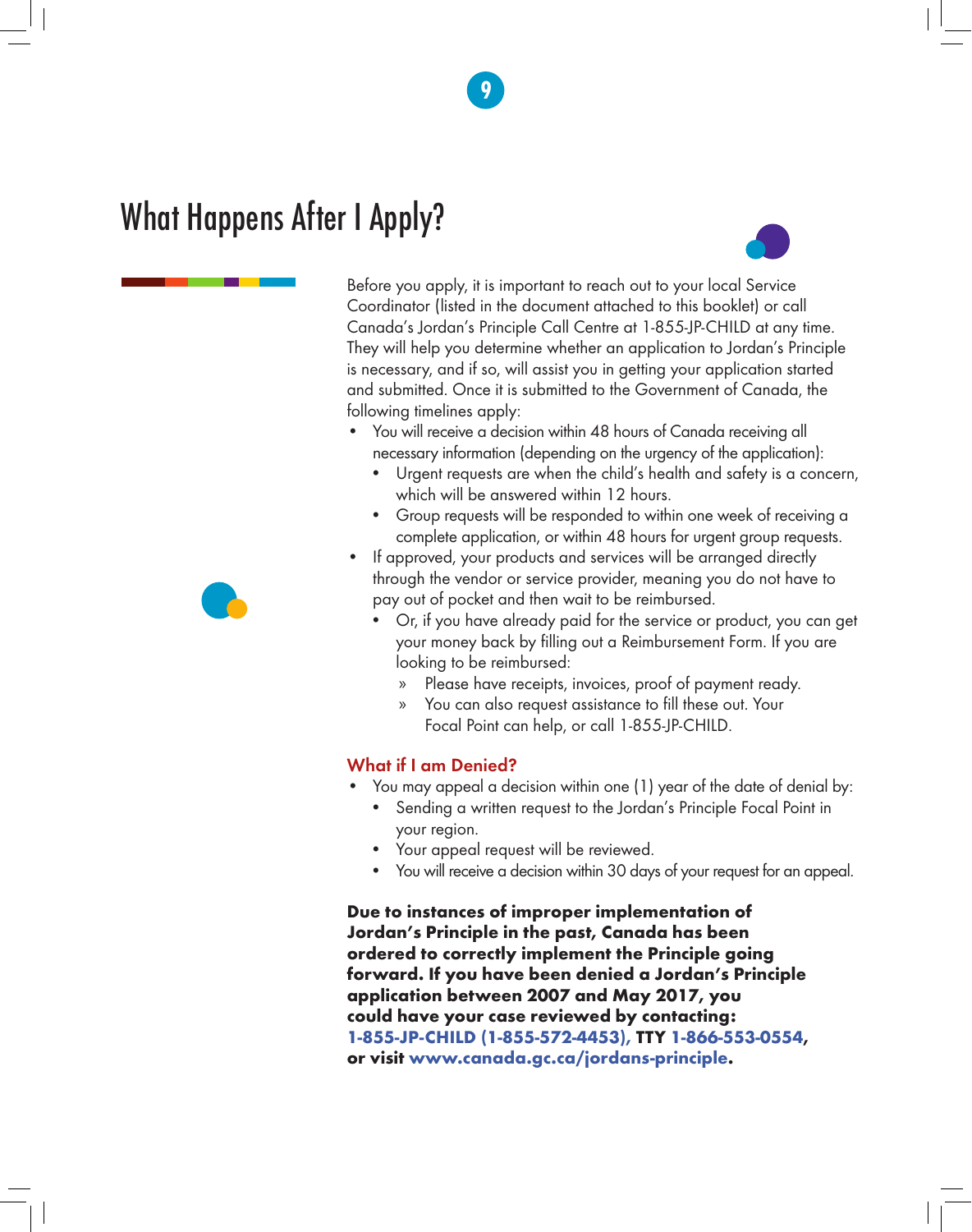# What Happens After I Apply?

Before you apply, it is important to reach out to your local Service Coordinator (listed in the document attached to this booklet) or call Canada's Jordan's Principle Call Centre at 1-855-JP-CHILD at any time. They will help you determine whether an application to Jordan's Principle is necessary, and if so, will assist you in getting your application started and submitted. Once it is submitted to the Government of Canada, the following timelines apply:

- You will receive a decision within 48 hours of Canada receiving all necessary information (depending on the urgency of the application):
  - Urgent requests are when the child's health and safety is a concern, which will be answered within 12 hours.
  - Group requests will be responded to within one week of receiving a complete application, or within 48 hours for urgent group requests.
- If approved, your products and services will be arranged directly through the vendor or service provider, meaning you do not have to pay out of pocket and then wait to be reimbursed.
  - Or, if you have already paid for the service or product, you can get your money back by filling out a Reimbursement Form. If you are looking to be reimbursed:
    - Please have receipts, invoices, proof of payment ready.
    - You can also request assistance to fill these out. Your Focal Point can help, or call 1-855-JP-CHILD.

## What if I am Denied?

- You may appeal a decision within one (1) year of the date of denial by:
  - Sending a written request to the Jordan's Principle Focal Point in your region.
  - Your appeal request will be reviewed.
  - You will receive a decision within 30 days of your request for an appeal.

**Due to instances of improper implementation of Jordan's Principle in the past, Canada has been ordered to correctly implement the Principle going forward. If you have been denied a Jordan's Principle application between 2007 and May 2017, you could have your case reviewed by contacting: 1-855-JP-CHILD (1-855-572-4453), TTY 1-866-553-0554, or visit www.canada.gc.ca/jordans-principle.**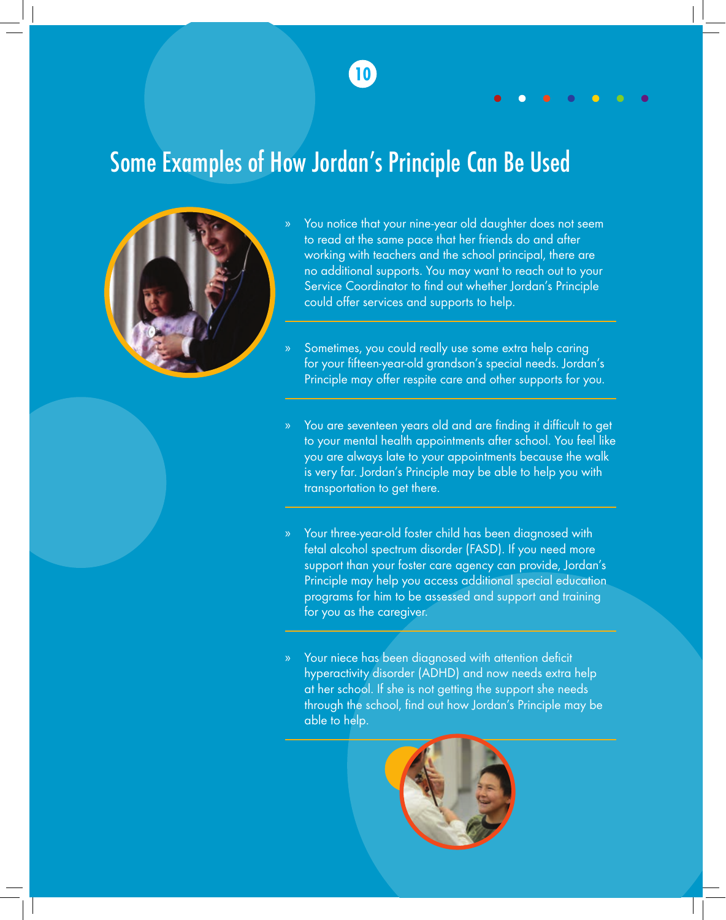# Some Examples of How Jordan's Principle Can Be Used

- You notice that your nine-year old daughter does not seem to read at the same pace that her friends do and after working with teachers and the school principal, there are no additional supports. You may want to reach out to your Service Coordinator to find out whether Jordan's Principle could offer services and supports to help.

- Sometimes, you could really use some extra help caring for your fifteen-year-old grandson's special needs. Jordan's Principle may offer respite care and other supports for you.

- You are seventeen years old and are finding it difficult to get to your mental health appointments after school. You feel like you are always late to your appointments because the walk is very far. Jordan's Principle may be able to help you with transportation to get there.

- Your three-year-old foster child has been diagnosed with fetal alcohol spectrum disorder (FASD). If you need more support than your foster care agency can provide, Jordan's Principle may help you access additional special education programs for him to be assessed and support and training for you as the caregiver.

- Your niece has been diagnosed with attention deficit hyperactivity disorder (ADHD) and now needs extra help at her school. If she is not getting the support she needs through the school, find out how Jordan's Principle may be able to help.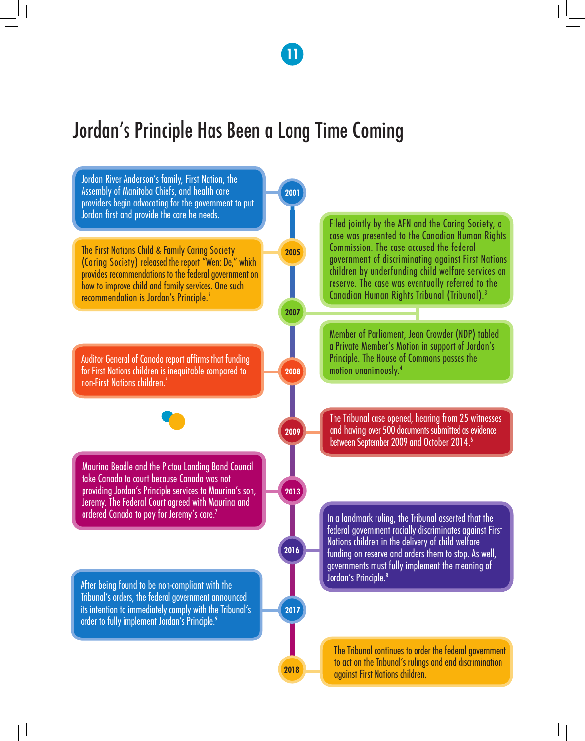# Jordan's Principle Has Been a Long Time Coming

**2001**

Jordan River Anderson's family, First Nation, the Assembly of Manitoba Chiefs, and health care providers begin advocating for the government to put Jordan first and provide the care he needs.

**2005**

The First Nations Child & Family Caring Society (Caring Society) released the report "Wen: De," which provides recommendations to the federal government on how to improve child and family services. One such recommendation is Jordan's Principle.[2]

**2007**

Filed jointly by the AFN and the Caring Society, a case was presented to the Canadian Human Rights Commission. The case accused the federal government of discriminating against First Nations children by underfunding child welfare services on reserve. The case was eventually referred to the Canadian Human Rights Tribunal (Tribunal).[3]

Member of Parliament, Jean Crowder (NDP) tabled a Private Member's Motion in support of Jordan's Principle. The House of Commons passes the motion unanimously.[4]

**2008**

Auditor General of Canada report affirms that funding for First Nations children is inequitable compared to non-First Nations children.[5]

**2009**

The Tribunal case opened, hearing from 25 witnesses and having over 500 documents submitted as evidence between September 2009 and October 2014.[6]

**2013**

Maurina Beadle and the Pictou Landing Band Council take Canada to court because Canada was not providing Jordan's Principle services to Maurina's son, Jeremy. The Federal Court agreed with Maurina and ordered Canada to pay for Jeremy's care.[7]

**2016**

In a landmark ruling, the Tribunal asserted that the federal government racially discriminates against First Nations children in the delivery of child welfare funding on reserve and orders them to stop. As well, governments must fully implement the meaning of Jordan's Principle.[8]

**2017**

After being found to be non-compliant with the Tribunal's orders, the federal government announced its intention to immediately comply with the Tribunal's order to fully implement Jordan's Principle.[9]

**2018**

The Tribunal continues to order the federal government to act on the Tribunal's rulings and end discrimination against First Nations children.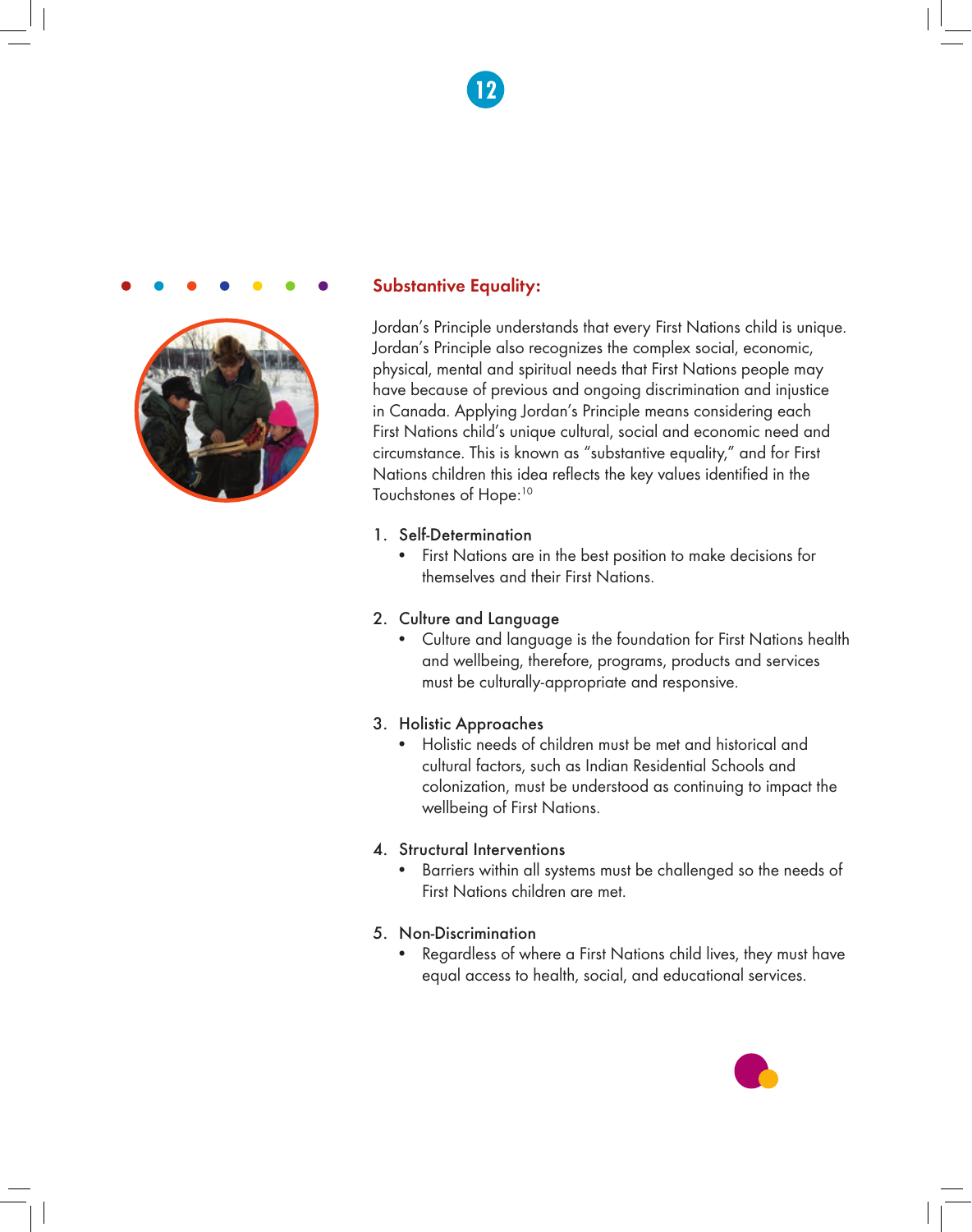## Substantive Equality:

Jordan's Principle understands that every First Nations child is unique. Jordan's Principle also recognizes the complex social, economic, physical, mental and spiritual needs that First Nations people may have because of previous and ongoing discrimination and injustice in Canada. Applying Jordan's Principle means considering each First Nations child's unique cultural, social and economic need and circumstance. This is known as "substantive equality," and for First Nations children this idea reflects the key values identified in the Touchstones of Hope:[10]

1. Self-Determination
   - First Nations are in the best position to make decisions for themselves and their First Nations.

2. Culture and Language
   - Culture and language is the foundation for First Nations health and wellbeing, therefore, programs, products and services must be culturally-appropriate and responsive.

3. Holistic Approaches
   - Holistic needs of children must be met and historical and cultural factors, such as Indian Residential Schools and colonization, must be understood as continuing to impact the wellbeing of First Nations.

4. Structural Interventions
   - Barriers within all systems must be challenged so the needs of First Nations children are met.

5. Non-Discrimination
   - Regardless of where a First Nations child lives, they must have equal access to health, social, and educational services.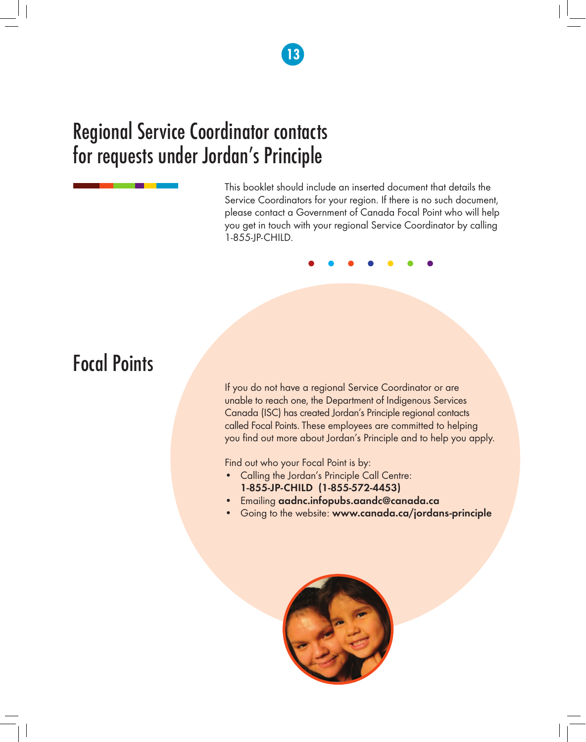# Regional Service Coordinator contacts for requests under Jordan's Principle

This booklet should include an inserted document that details the Service Coordinators for your region. If there is no such document, please contact a Government of Canada Focal Point who will help you get in touch with your regional Service Coordinator by calling 1-855-JP-CHILD.

# Focal Points

If you do not have a regional Service Coordinator or are unable to reach one, the Department of Indigenous Services Canada (ISC) has created Jordan's Principle regional contacts called Focal Points. These employees are committed to helping you find out more about Jordan's Principle and to help you apply.

Find out who your Focal Point is by:

- Calling the Jordan's Principle Call Centre: **1-855-JP-CHILD (1-855-572-4453)**
- Emailing **aadnc.infopubs.aandc@canada.ca**
- Going to the website: **www.canada.ca/jordans-principle**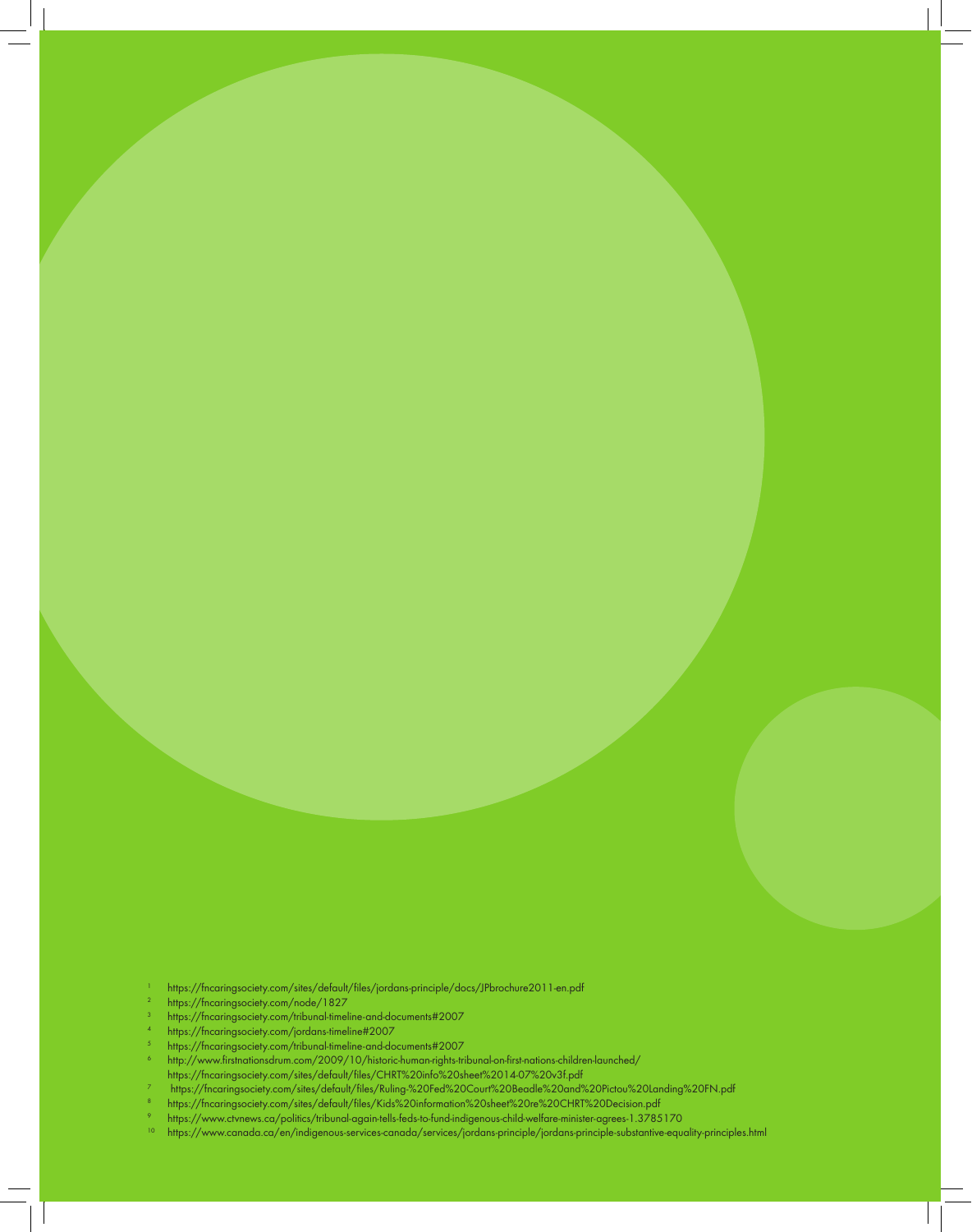1. https://fncaringsociety.com/sites/default/files/jordans-principle/docs/JPbrochure2011-en.pdf
2. https://fncaringsociety.com/node/1827
3. https://fncaringsociety.com/tribunal-timeline-and-documents#2007
4. https://fncaringsociety.com/jordans-timeline#2007
5. https://fncaringsociety.com/tribunal-timeline-and-documents#2007
6. http://www.firstnationsdrum.com/2009/10/historic-human-rights-tribunal-on-first-nations-children-launched/
   https://fncaringsociety.com/sites/default/files/CHRT%20info%20sheet%2014-07%20v3f.pdf
7. https://fncaringsociety.com/sites/default/files/Ruling-%20Fed%20Court%20Beadle%20and%20Pictou%20Landing%20FN.pdf
8. https://fncaringsociety.com/sites/default/files/Kids%20information%20sheet%20re%20CHRT%20Decision.pdf
9. https://www.ctvnews.ca/politics/tribunal-again-tells-feds-to-fund-indigenous-child-welfare-minister-agrees-1.3785170
10. https://www.canada.ca/en/indigenous-services-canada/services/jordans-principle/jordans-principle-substantive-equality-principles.html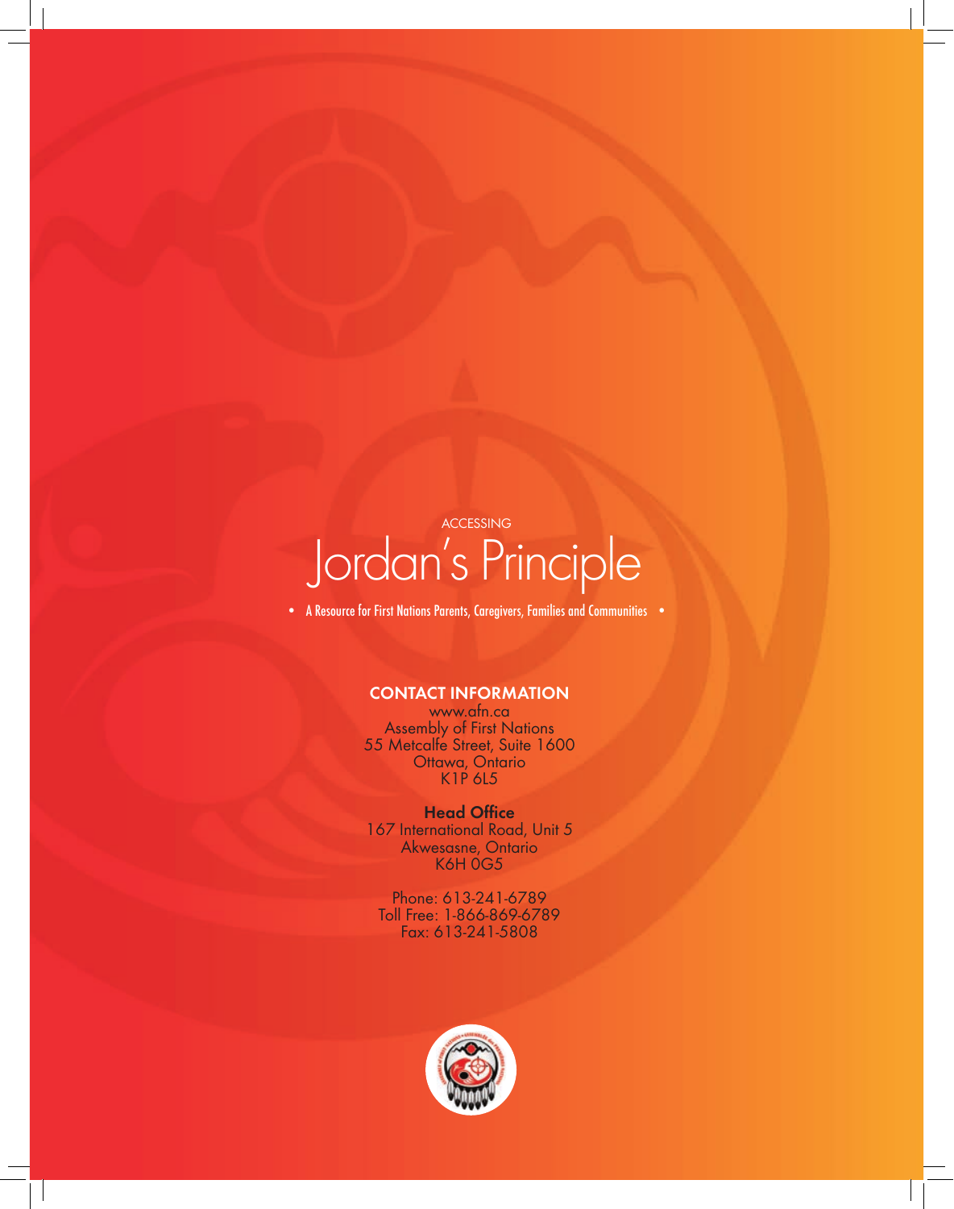ACCESSING

# Jordan's Principle

• A Resource for First Nations Parents, Caregivers, Families and Communities •

## CONTACT INFORMATION

www.afn.ca
Assembly of First Nations
55 Metcalfe Street, Suite 1600
Ottawa, Ontario
K1P 6L5

**Head Office**
167 International Road, Unit 5
Akwesasne, Ontario
K6H 0G5

Phone: 613-241-6789
Toll Free: 1-866-869-6789
Fax: 613-241-5808